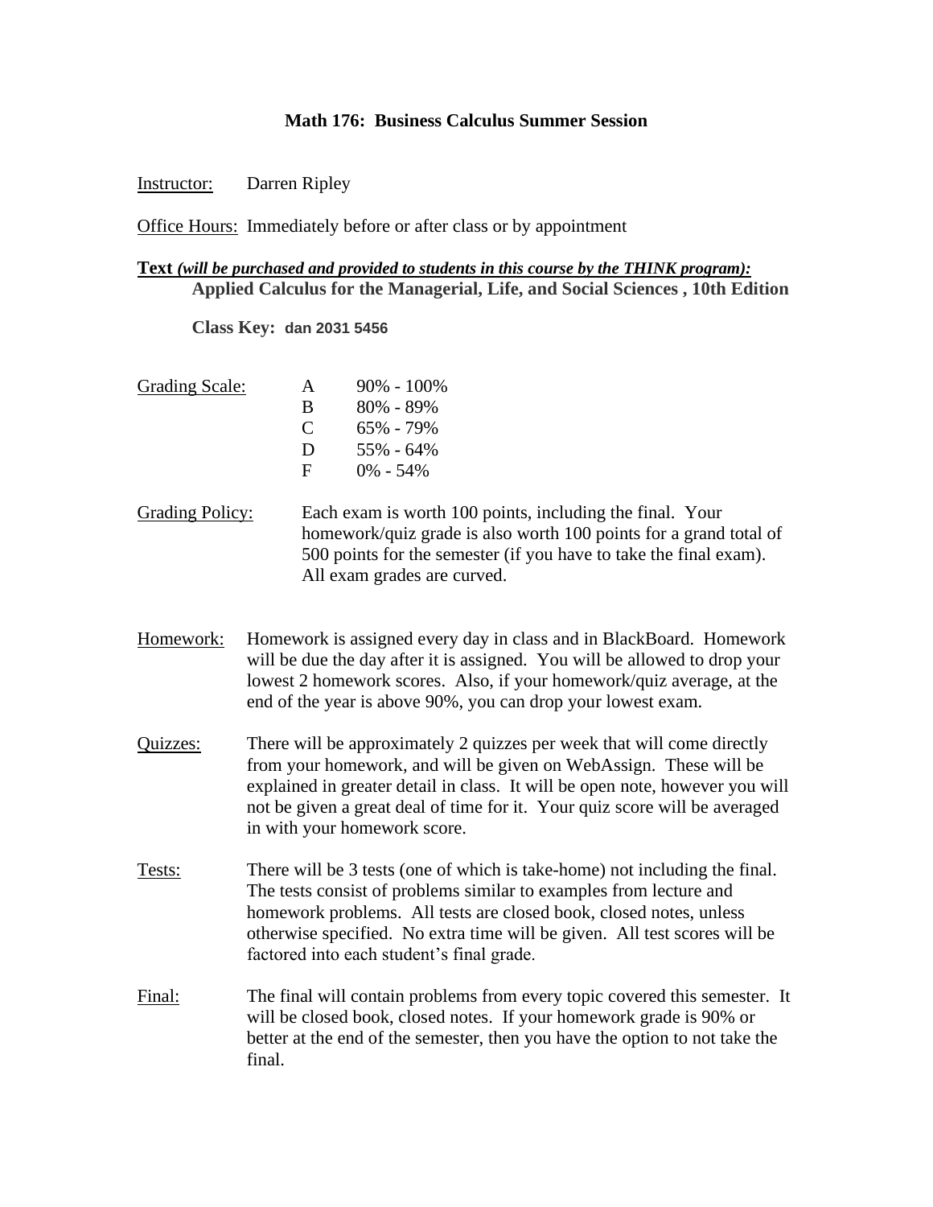# Math 176: Business Calculus Summer Session

Instructor: Darren Ripley

Office Hours: Immediately before or after class or by appointment

**Text** ***(will be purchased and provided to students in this course by the THINK program):***

**Applied Calculus for the Managerial, Life, and Social Sciences , 10th Edition**

**Class Key: dan 2031 5456**

**Grading Scale:**

| | |
|---|---|
| A | 90% - 100% |
| B | 80% - 89% |
| C | 65% - 79% |
| D | 55% - 64% |
| F | 0% - 54% |

**Grading Policy:** Each exam is worth 100 points, including the final. Your homework/quiz grade is also worth 100 points for a grand total of 500 points for the semester (if you have to take the final exam). All exam grades are curved.

**Homework:** Homework is assigned every day in class and in BlackBoard. Homework will be due the day after it is assigned. You will be allowed to drop your lowest 2 homework scores. Also, if your homework/quiz average, at the end of the year is above 90%, you can drop your lowest exam.

**Quizzes:** There will be approximately 2 quizzes per week that will come directly from your homework, and will be given on WebAssign. These will be explained in greater detail in class. It will be open note, however you will not be given a great deal of time for it. Your quiz score will be averaged in with your homework score.

**Tests:** There will be 3 tests (one of which is take-home) not including the final. The tests consist of problems similar to examples from lecture and homework problems. All tests are closed book, closed notes, unless otherwise specified. No extra time will be given. All test scores will be factored into each student's final grade.

**Final:** The final will contain problems from every topic covered this semester. It will be closed book, closed notes. If your homework grade is 90% or better at the end of the semester, then you have the option to not take the final.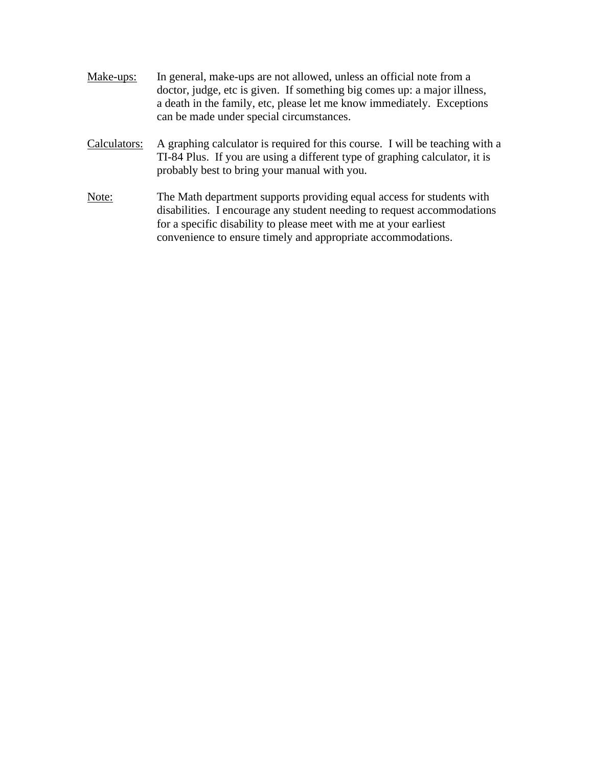Make-ups: In general, make-ups are not allowed, unless an official note from a doctor, judge, etc is given. If something big comes up: a major illness, a death in the family, etc, please let me know immediately. Exceptions can be made under special circumstances.

Calculators: A graphing calculator is required for this course. I will be teaching with a TI-84 Plus. If you are using a different type of graphing calculator, it is probably best to bring your manual with you.

Note: The Math department supports providing equal access for students with disabilities. I encourage any student needing to request accommodations for a specific disability to please meet with me at your earliest convenience to ensure timely and appropriate accommodations.